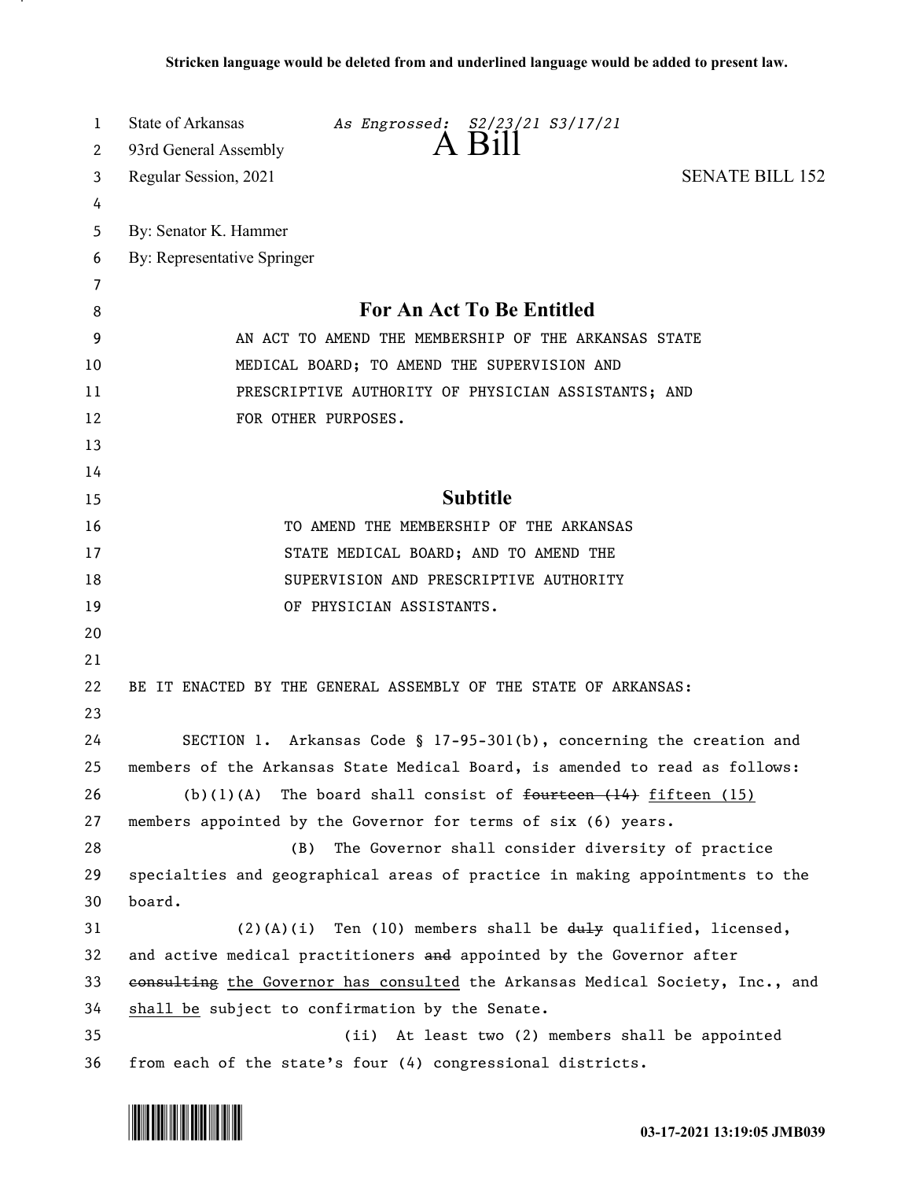**Stricken language would be deleted from and underlined language would be added to present law.**

State of Arkansas *As Engrossed: S2/23/21 S3/17/21*
93rd General Assembly
# A Bill
Regular Session, 2021 SENATE BILL 152

By: Senator K. Hammer
By: Representative Springer

## For An Act To Be Entitled

AN ACT TO AMEND THE MEMBERSHIP OF THE ARKANSAS STATE MEDICAL BOARD; TO AMEND THE SUPERVISION AND PRESCRIPTIVE AUTHORITY OF PHYSICIAN ASSISTANTS; AND FOR OTHER PURPOSES.

## Subtitle

TO AMEND THE MEMBERSHIP OF THE ARKANSAS STATE MEDICAL BOARD; AND TO AMEND THE SUPERVISION AND PRESCRIPTIVE AUTHORITY OF PHYSICIAN ASSISTANTS.

BE IT ENACTED BY THE GENERAL ASSEMBLY OF THE STATE OF ARKANSAS:

SECTION 1. Arkansas Code § 17-95-301(b), concerning the creation and members of the Arkansas State Medical Board, is amended to read as follows:

(b)(1)(A) The board shall consist of ~~fourteen (14)~~ <u>fifteen (15)</u> members appointed by the Governor for terms of six (6) years.

(B) The Governor shall consider diversity of practice specialties and geographical areas of practice in making appointments to the board.

(2)(A)(i) Ten (10) members shall be ~~duly~~ qualified, licensed, and active medical practitioners ~~and~~ appointed by the Governor after ~~consulting~~ <u>the Governor has consulted</u> the Arkansas Medical Society, Inc., and <u>shall be</u> subject to confirmation by the Senate.

(ii) At least two (2) members shall be appointed from each of the state's four (4) congressional districts.

03-17-2021 13:19:05 JMB039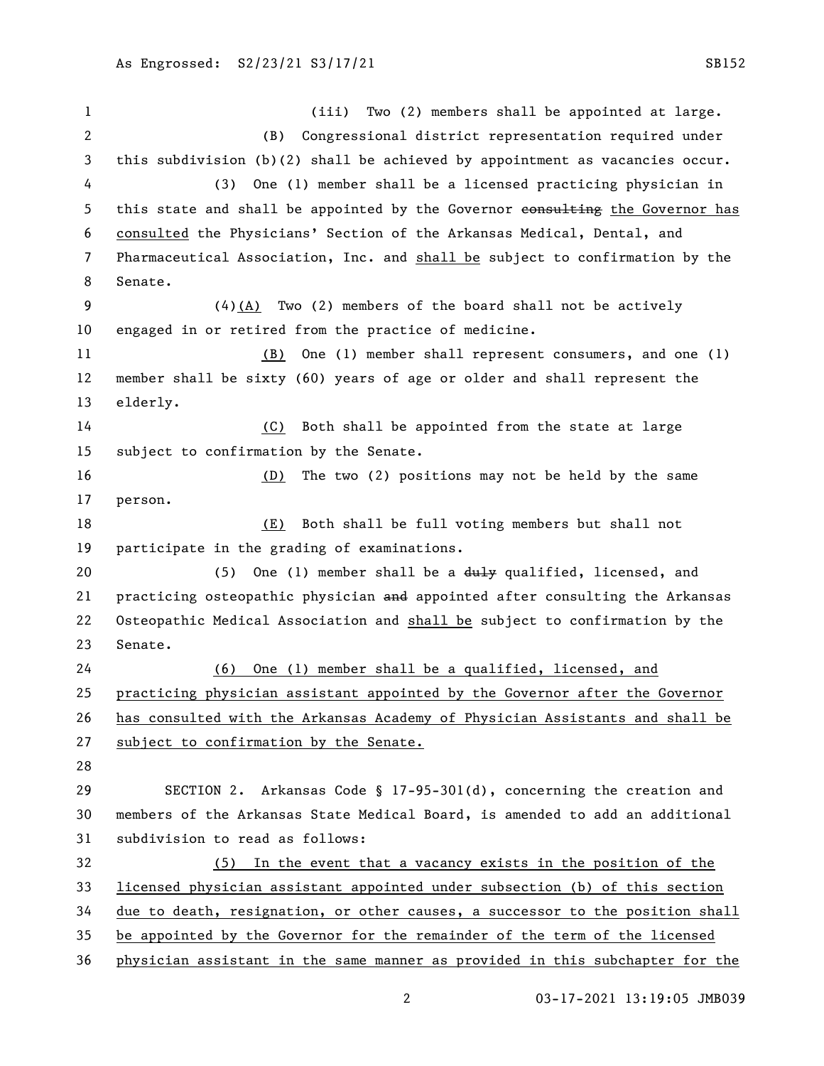(iii) Two (2) members shall be appointed at large.

(B) Congressional district representation required under this subdivision (b)(2) shall be achieved by appointment as vacancies occur.

(3) One (1) member shall be a licensed practicing physician in this state and shall be appointed by the Governor ~~consulting~~ the Governor has consulted the Physicians' Section of the Arkansas Medical, Dental, and Pharmaceutical Association, Inc. and shall be subject to confirmation by the Senate.

(4)(A) Two (2) members of the board shall not be actively engaged in or retired from the practice of medicine.

(B) One (1) member shall represent consumers, and one (1) member shall be sixty (60) years of age or older and shall represent the elderly.

(C) Both shall be appointed from the state at large subject to confirmation by the Senate.

(D) The two (2) positions may not be held by the same person.

(E) Both shall be full voting members but shall not participate in the grading of examinations.

(5) One (1) member shall be a ~~duly~~ qualified, licensed, and practicing osteopathic physician ~~and~~ appointed after consulting the Arkansas Osteopathic Medical Association and shall be subject to confirmation by the Senate.

(6) One (1) member shall be a qualified, licensed, and practicing physician assistant appointed by the Governor after the Governor has consulted with the Arkansas Academy of Physician Assistants and shall be subject to confirmation by the Senate.

SECTION 2. Arkansas Code § 17-95-301(d), concerning the creation and members of the Arkansas State Medical Board, is amended to add an additional subdivision to read as follows:

(5) In the event that a vacancy exists in the position of the licensed physician assistant appointed under subsection (b) of this section due to death, resignation, or other causes, a successor to the position shall be appointed by the Governor for the remainder of the term of the licensed physician assistant in the same manner as provided in this subchapter for the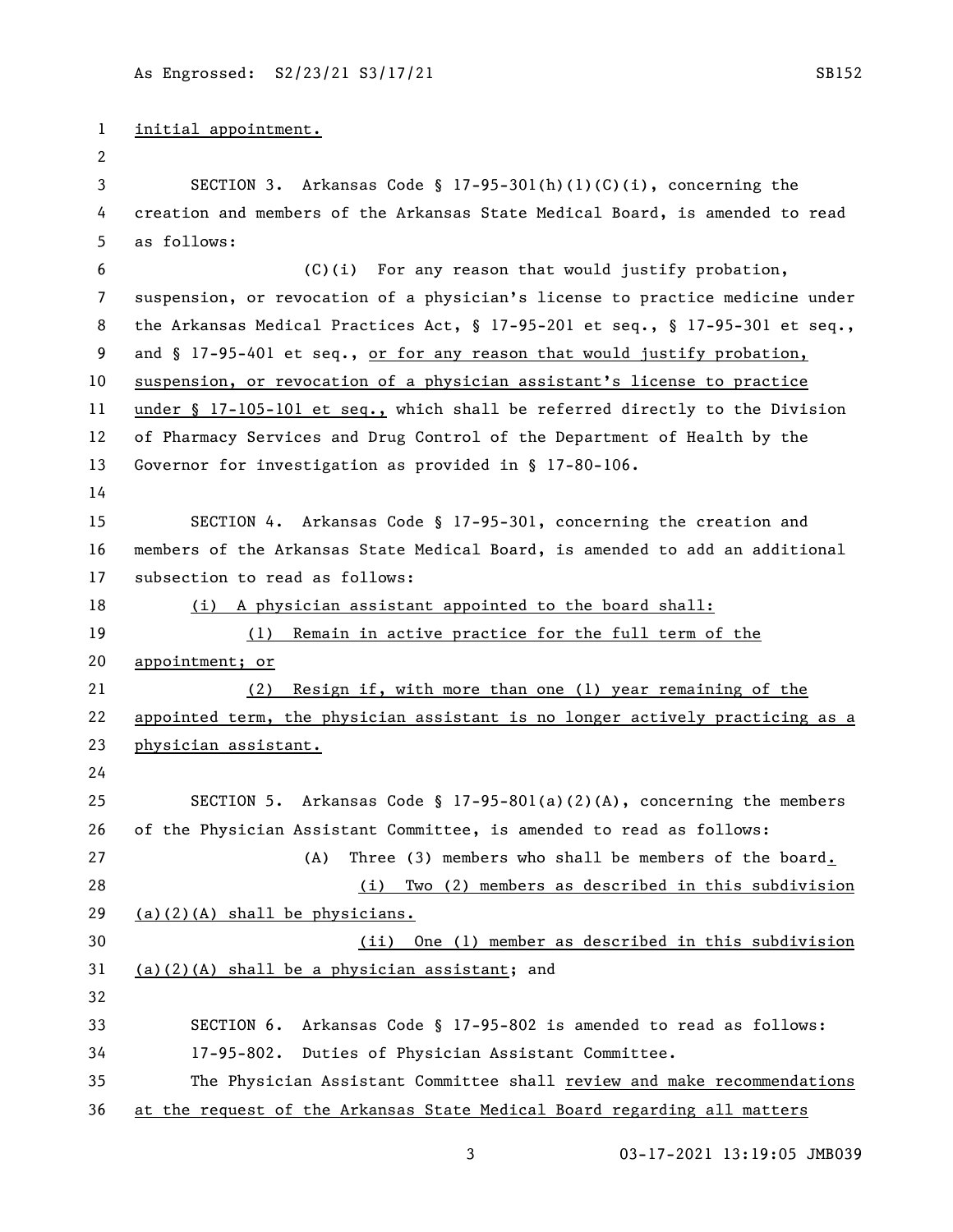initial appointment.

SECTION 3. Arkansas Code § 17-95-301(h)(1)(C)(i), concerning the creation and members of the Arkansas State Medical Board, is amended to read as follows:

(C)(i) For any reason that would justify probation, suspension, or revocation of a physician's license to practice medicine under the Arkansas Medical Practices Act, § 17-95-201 et seq., § 17-95-301 et seq., and § 17-95-401 et seq., <u>or for any reason that would justify probation, suspension, or revocation of a physician assistant's license to practice under § 17-105-101 et seq.,</u> which shall be referred directly to the Division of Pharmacy Services and Drug Control of the Department of Health by the Governor for investigation as provided in § 17-80-106.

SECTION 4. Arkansas Code § 17-95-301, concerning the creation and members of the Arkansas State Medical Board, is amended to add an additional subsection to read as follows:

<u>(i) A physician assistant appointed to the board shall:</u>

<u>(1) Remain in active practice for the full term of the appointment; or</u>

<u>(2) Resign if, with more than one (1) year remaining of the appointed term, the physician assistant is no longer actively practicing as a physician assistant.</u>

SECTION 5. Arkansas Code § 17-95-801(a)(2)(A), concerning the members of the Physician Assistant Committee, is amended to read as follows:

(A) Three (3) members who shall be members of the board<u>.</u>

<u>(i) Two (2) members as described in this subdivision (a)(2)(A) shall be physicians.</u>

<u>(ii) One (1) member as described in this subdivision (a)(2)(A) shall be a physician assistant</u>; and

SECTION 6. Arkansas Code § 17-95-802 is amended to read as follows:

17-95-802. Duties of Physician Assistant Committee.

The Physician Assistant Committee shall <u>review and make recommendations at the request of the Arkansas State Medical Board regarding all matters</u>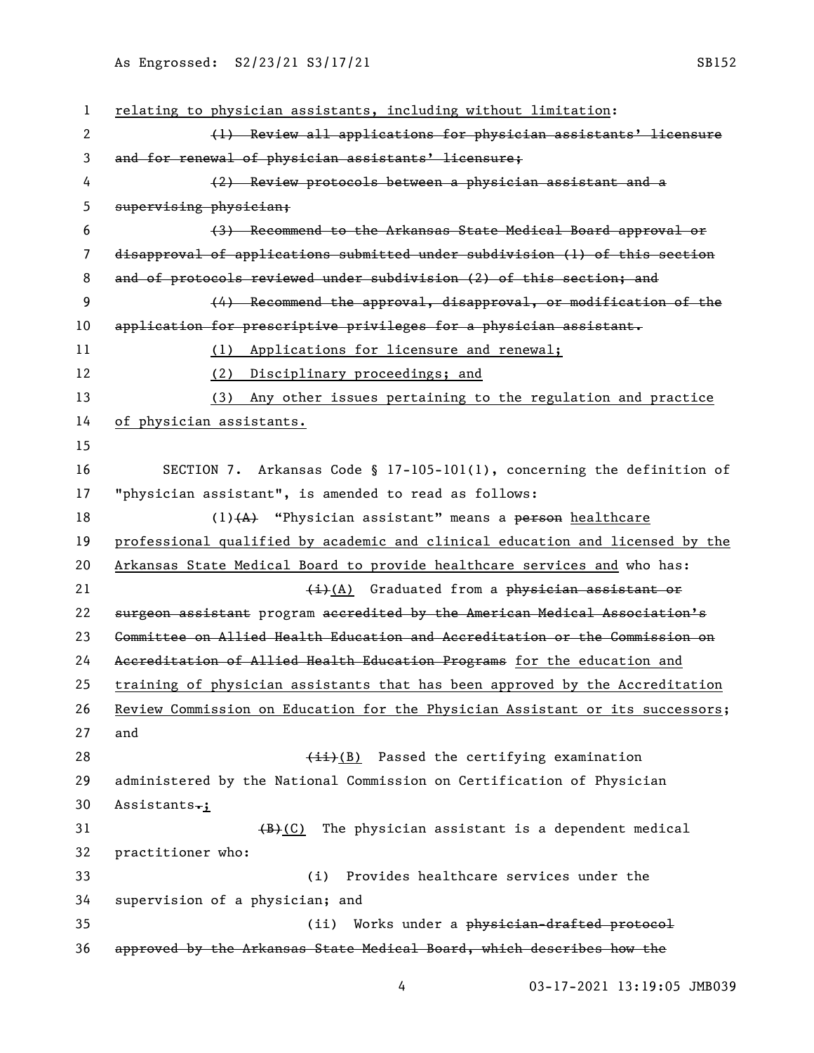relating to physician assistants, including without limitation:

~~(1) Review all applications for physician assistants' licensure and for renewal of physician assistants' licensure;~~

~~(2) Review protocols between a physician assistant and a supervising physician;~~

~~(3) Recommend to the Arkansas State Medical Board approval or disapproval of applications submitted under subdivision (1) of this section and of protocols reviewed under subdivision (2) of this section; and~~

~~(4) Recommend the approval, disapproval, or modification of the application for prescriptive privileges for a physician assistant.~~

(1) Applications for licensure and renewal;

(2) Disciplinary proceedings; and

(3) Any other issues pertaining to the regulation and practice of physician assistants.

SECTION 7. Arkansas Code § 17-105-101(1), concerning the definition of "physician assistant", is amended to read as follows:

(1)~~(A)~~ "Physician assistant" means a ~~person~~ healthcare professional qualified by academic and clinical education and licensed by the Arkansas State Medical Board to provide healthcare services and who has:

~~(i)~~(A) Graduated from a ~~physician assistant or surgeon assistant~~ program ~~accredited by the American Medical Association's Committee on Allied Health Education and Accreditation or the Commission on Accreditation of Allied Health Education Programs~~ for the education and training of physician assistants that has been approved by the Accreditation Review Commission on Education for the Physician Assistant or its successors; and

~~(ii)~~(B) Passed the certifying examination administered by the National Commission on Certification of Physician Assistants~~.~~;

~~(B)~~(C) The physician assistant is a dependent medical practitioner who:

(i) Provides healthcare services under the supervision of a physician; and

(ii) Works under a ~~physician-drafted protocol approved by the Arkansas State Medical Board, which describes how the~~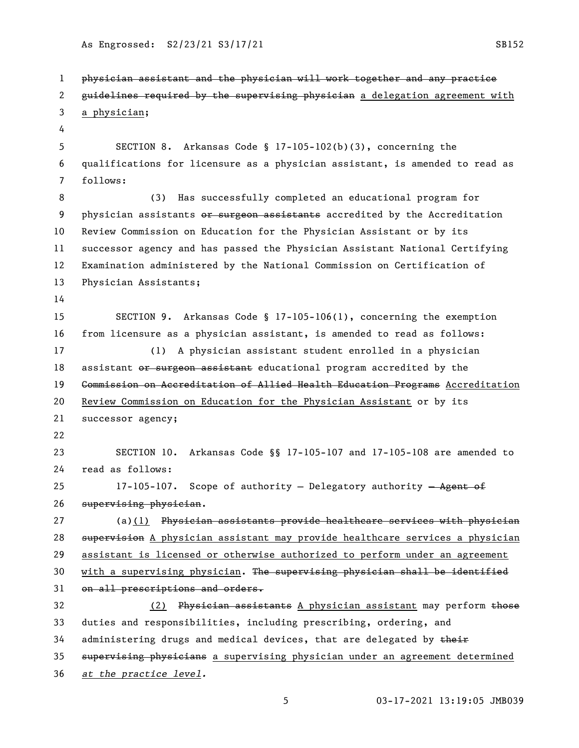~~physician assistant and the physician will work together and any practice guidelines required by the supervising physician~~ a delegation agreement with a physician;

SECTION 8. Arkansas Code § 17-105-102(b)(3), concerning the qualifications for licensure as a physician assistant, is amended to read as follows:

(3) Has successfully completed an educational program for physician assistants ~~or surgeon assistants~~ accredited by the Accreditation Review Commission on Education for the Physician Assistant or by its successor agency and has passed the Physician Assistant National Certifying Examination administered by the National Commission on Certification of Physician Assistants;

SECTION 9. Arkansas Code § 17-105-106(1), concerning the exemption from licensure as a physician assistant, is amended to read as follows:

(1) A physician assistant student enrolled in a physician assistant ~~or surgeon assistant~~ educational program accredited by the ~~Commission on Accreditation of Allied Health Education Programs~~ Accreditation Review Commission on Education for the Physician Assistant or by its successor agency;

SECTION 10. Arkansas Code §§ 17-105-107 and 17-105-108 are amended to read as follows:

17-105-107. Scope of authority — Delegatory authority ~~— Agent of supervising physician~~.

(a)(1) ~~Physician assistants provide healthcare services with physician supervision~~ A physician assistant may provide healthcare services a physician assistant is licensed or otherwise authorized to perform under an agreement with a supervising physician. ~~The supervising physician shall be identified on all prescriptions and orders.~~

(2) ~~Physician assistants~~ A physician assistant may perform ~~those~~ duties and responsibilities, including prescribing, ordering, and administering drugs and medical devices, that are delegated by ~~their supervising physicians~~ a supervising physician under an agreement determined *at the practice level.*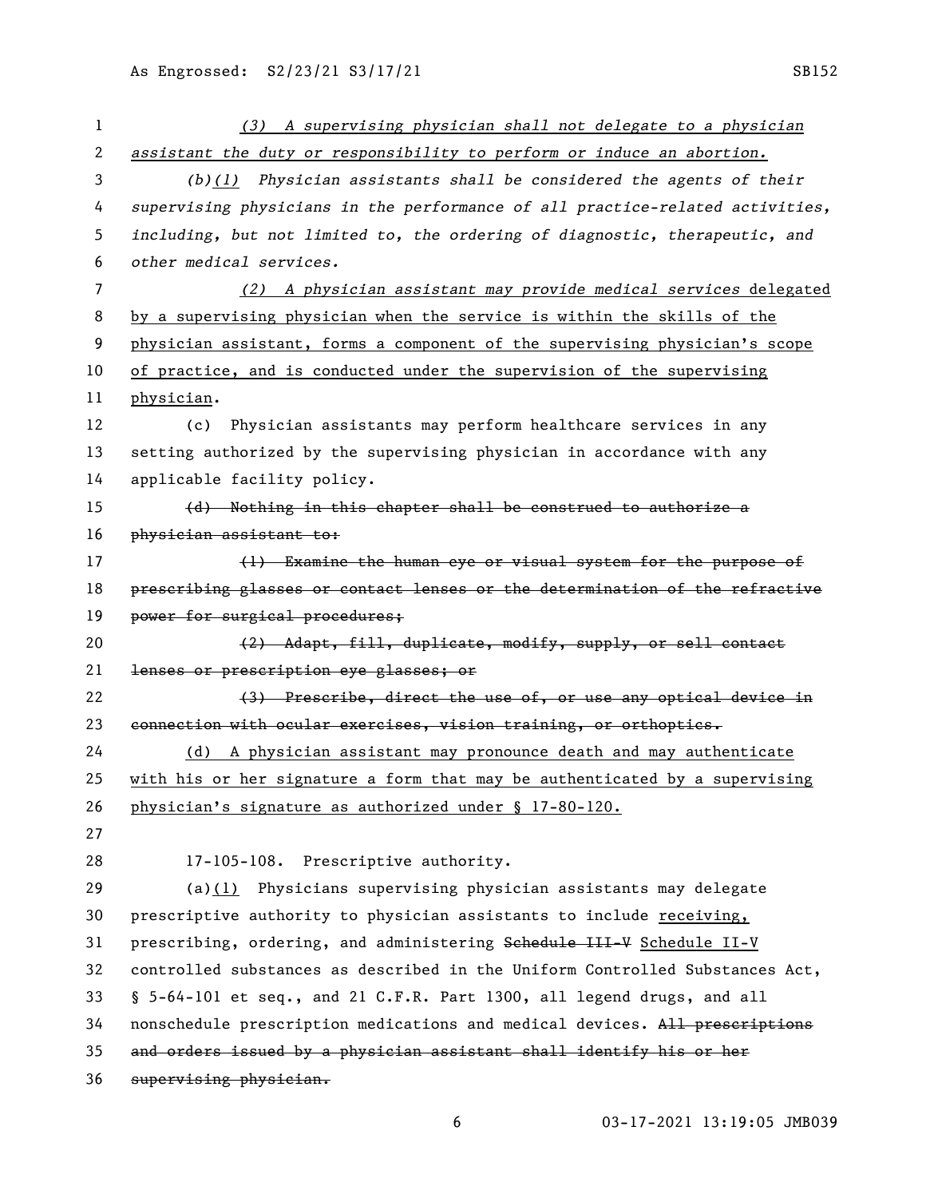*(3) A supervising physician shall not delegate to a physician assistant the duty or responsibility to perform or induce an abortion.*

*(b)(1) Physician assistants shall be considered the agents of their supervising physicians in the performance of all practice-related activities, including, but not limited to, the ordering of diagnostic, therapeutic, and other medical services.*

*(2) A physician assistant may provide medical services* delegated by a supervising physician when the service is within the skills of the physician assistant, forms a component of the supervising physician's scope of practice, and is conducted under the supervision of the supervising physician.

(c) Physician assistants may perform healthcare services in any setting authorized by the supervising physician in accordance with any applicable facility policy.

~~(d) Nothing in this chapter shall be construed to authorize a physician assistant to:~~

~~(1) Examine the human eye or visual system for the purpose of prescribing glasses or contact lenses or the determination of the refractive power for surgical procedures;~~

~~(2) Adapt, fill, duplicate, modify, supply, or sell contact lenses or prescription eye glasses; or~~

~~(3) Prescribe, direct the use of, or use any optical device in connection with ocular exercises, vision training, or orthoptics.~~

(d) A physician assistant may pronounce death and may authenticate with his or her signature a form that may be authenticated by a supervising physician's signature as authorized under § 17-80-120.

17-105-108. Prescriptive authority.

(a)(1) Physicians supervising physician assistants may delegate prescriptive authority to physician assistants to include receiving, prescribing, ordering, and administering ~~Schedule III-V~~ Schedule II-V controlled substances as described in the Uniform Controlled Substances Act, § 5-64-101 et seq., and 21 C.F.R. Part 1300, all legend drugs, and all nonschedule prescription medications and medical devices. ~~All prescriptions and orders issued by a physician assistant shall identify his or her supervising physician.~~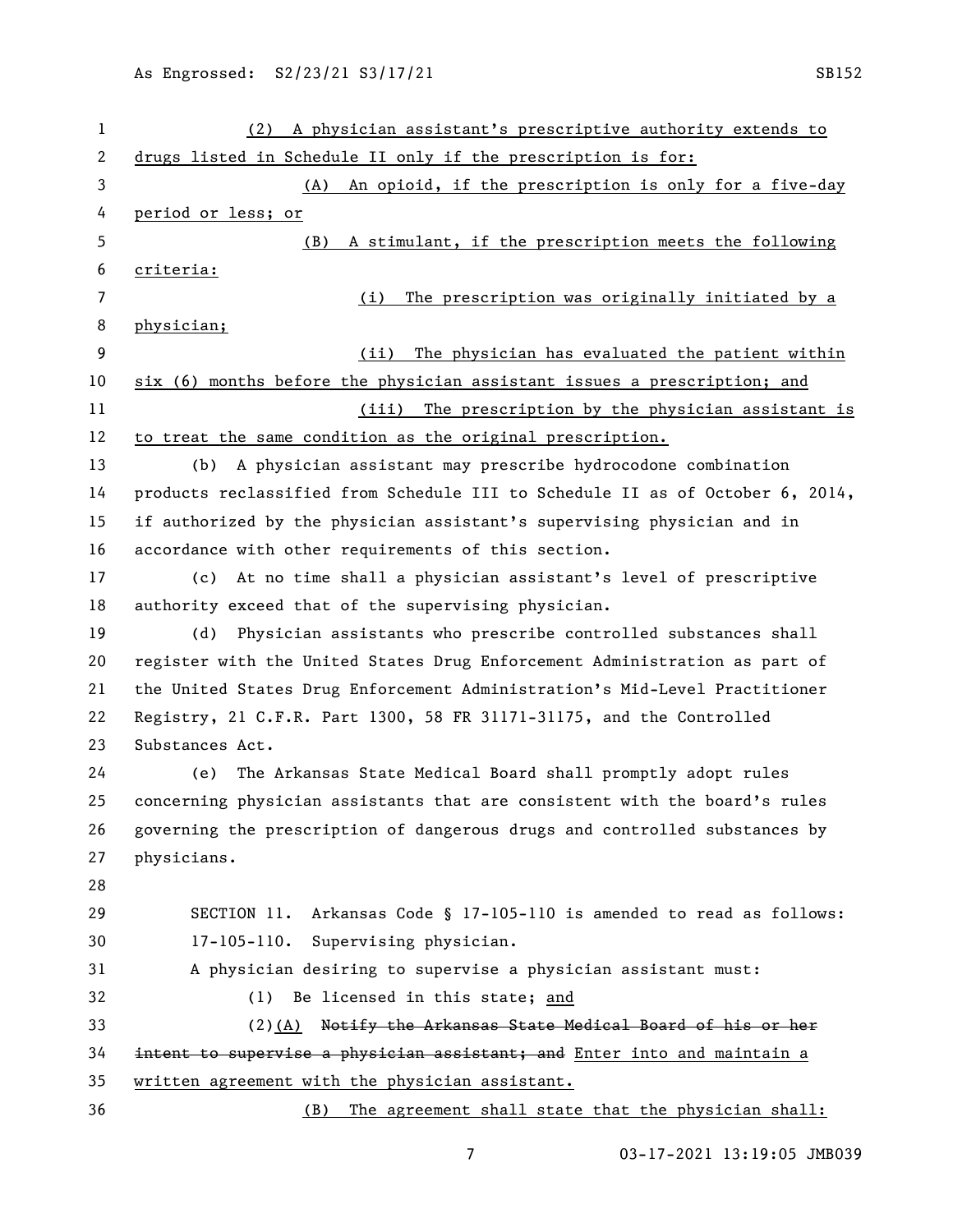(2) A physician assistant's prescriptive authority extends to drugs listed in Schedule II only if the prescription is for:

(A) An opioid, if the prescription is only for a five-day period or less; or

(B) A stimulant, if the prescription meets the following criteria:

(i) The prescription was originally initiated by a physician;

(ii) The physician has evaluated the patient within six (6) months before the physician assistant issues a prescription; and

(iii) The prescription by the physician assistant is to treat the same condition as the original prescription.

(b) A physician assistant may prescribe hydrocodone combination products reclassified from Schedule III to Schedule II as of October 6, 2014, if authorized by the physician assistant's supervising physician and in accordance with other requirements of this section.

(c) At no time shall a physician assistant's level of prescriptive authority exceed that of the supervising physician.

(d) Physician assistants who prescribe controlled substances shall register with the United States Drug Enforcement Administration as part of the United States Drug Enforcement Administration's Mid-Level Practitioner Registry, 21 C.F.R. Part 1300, 58 FR 31171-31175, and the Controlled Substances Act.

(e) The Arkansas State Medical Board shall promptly adopt rules concerning physician assistants that are consistent with the board's rules governing the prescription of dangerous drugs and controlled substances by physicians.

SECTION 11. Arkansas Code § 17-105-110 is amended to read as follows:

17-105-110. Supervising physician.

A physician desiring to supervise a physician assistant must:

(1) Be licensed in this state; and

(2)(A) ~~Notify the Arkansas State Medical Board of his or her intent to supervise a physician assistant; and~~ Enter into and maintain a written agreement with the physician assistant.

(B) The agreement shall state that the physician shall: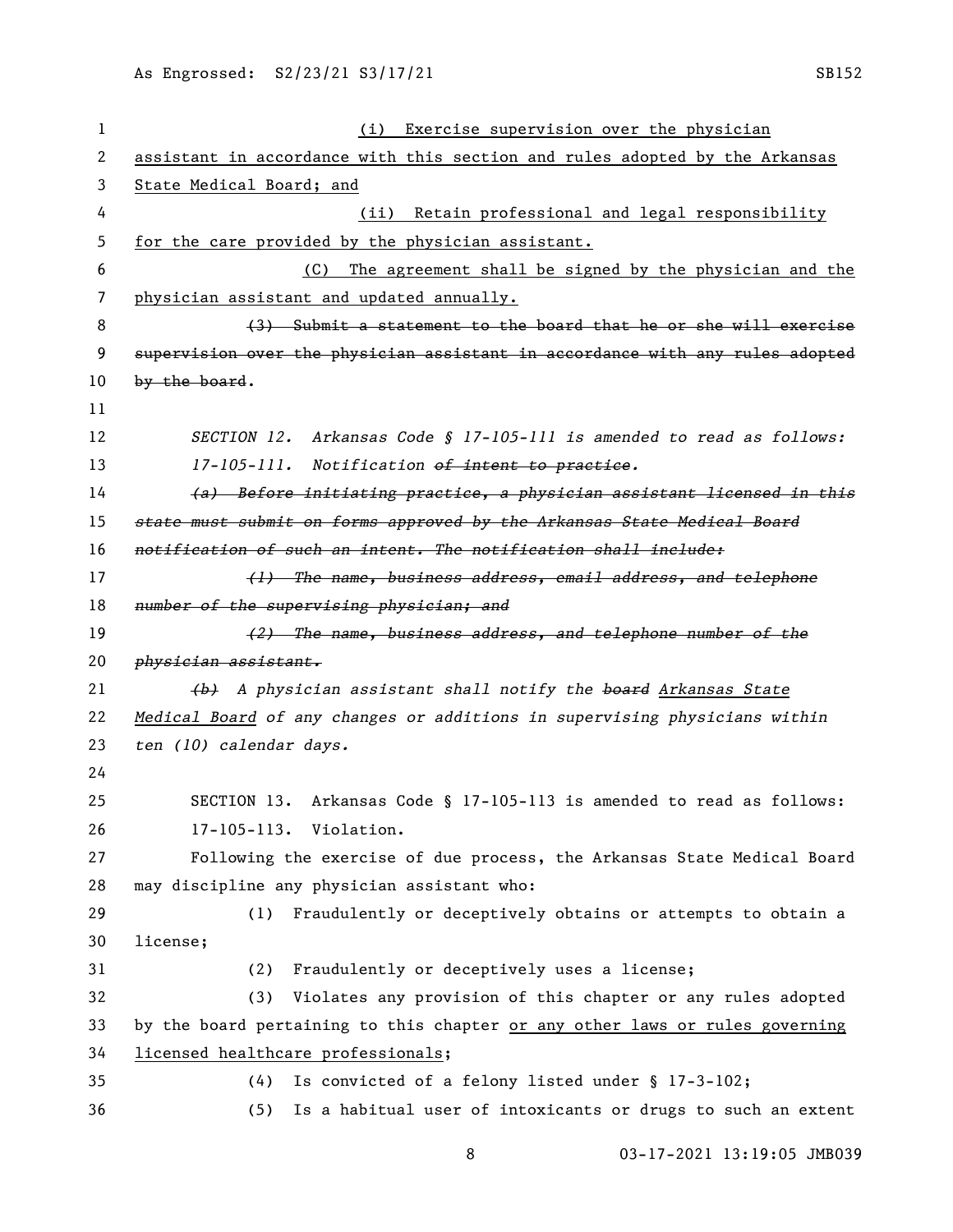(i) Exercise supervision over the physician assistant in accordance with this section and rules adopted by the Arkansas State Medical Board; and

(ii) Retain professional and legal responsibility for the care provided by the physician assistant.

(C) The agreement shall be signed by the physician and the physician assistant and updated annually.

~~(3) Submit a statement to the board that he or she will exercise supervision over the physician assistant in accordance with any rules adopted by the board~~.

SECTION 12. Arkansas Code § 17-105-111 is amended to read as follows:

*17-105-111. Notification ~~of intent to practice~~.*

*~~(a) Before initiating practice, a physician assistant licensed in this state must submit on forms approved by the Arkansas State Medical Board notification of such an intent. The notification shall include:~~*

*~~(1) The name, business address, email address, and telephone number of the supervising physician; and~~*

*~~(2) The name, business address, and telephone number of the physician assistant.~~*

*~~(b)~~ A physician assistant shall notify the ~~board~~ Arkansas State Medical Board of any changes or additions in supervising physicians within ten (10) calendar days.*

SECTION 13. Arkansas Code § 17-105-113 is amended to read as follows:

17-105-113. Violation.

Following the exercise of due process, the Arkansas State Medical Board may discipline any physician assistant who:

(1) Fraudulently or deceptively obtains or attempts to obtain a license;

(2) Fraudulently or deceptively uses a license;

(3) Violates any provision of this chapter or any rules adopted by the board pertaining to this chapter or any other laws or rules governing licensed healthcare professionals;

(4) Is convicted of a felony listed under § 17-3-102;

(5) Is a habitual user of intoxicants or drugs to such an extent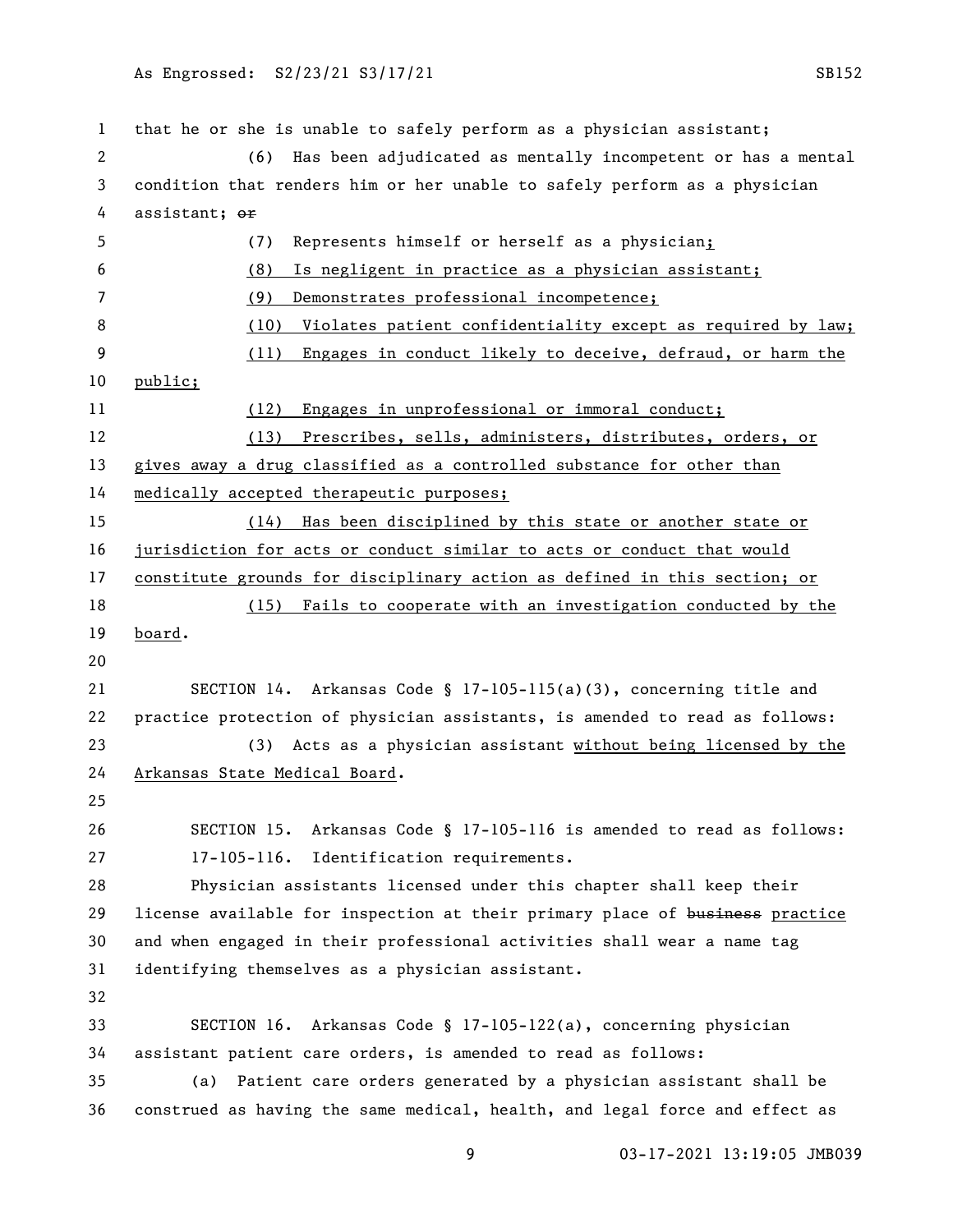that he or she is unable to safely perform as a physician assistant;

(6) Has been adjudicated as mentally incompetent or has a mental condition that renders him or her unable to safely perform as a physician assistant; ~~or~~

(7) Represents himself or herself as a physician;

(8) Is negligent in practice as a physician assistant;

(9) Demonstrates professional incompetence;

(10) Violates patient confidentiality except as required by law;

(11) Engages in conduct likely to deceive, defraud, or harm the public;

(12) Engages in unprofessional or immoral conduct;

(13) Prescribes, sells, administers, distributes, orders, or gives away a drug classified as a controlled substance for other than medically accepted therapeutic purposes;

(14) Has been disciplined by this state or another state or jurisdiction for acts or conduct similar to acts or conduct that would constitute grounds for disciplinary action as defined in this section; or

(15) Fails to cooperate with an investigation conducted by the board.

SECTION 14. Arkansas Code § 17-105-115(a)(3), concerning title and practice protection of physician assistants, is amended to read as follows:

(3) Acts as a physician assistant without being licensed by the Arkansas State Medical Board.

SECTION 15. Arkansas Code § 17-105-116 is amended to read as follows:

17-105-116. Identification requirements.

Physician assistants licensed under this chapter shall keep their license available for inspection at their primary place of ~~business~~ practice and when engaged in their professional activities shall wear a name tag identifying themselves as a physician assistant.

SECTION 16. Arkansas Code § 17-105-122(a), concerning physician assistant patient care orders, is amended to read as follows:

(a) Patient care orders generated by a physician assistant shall be construed as having the same medical, health, and legal force and effect as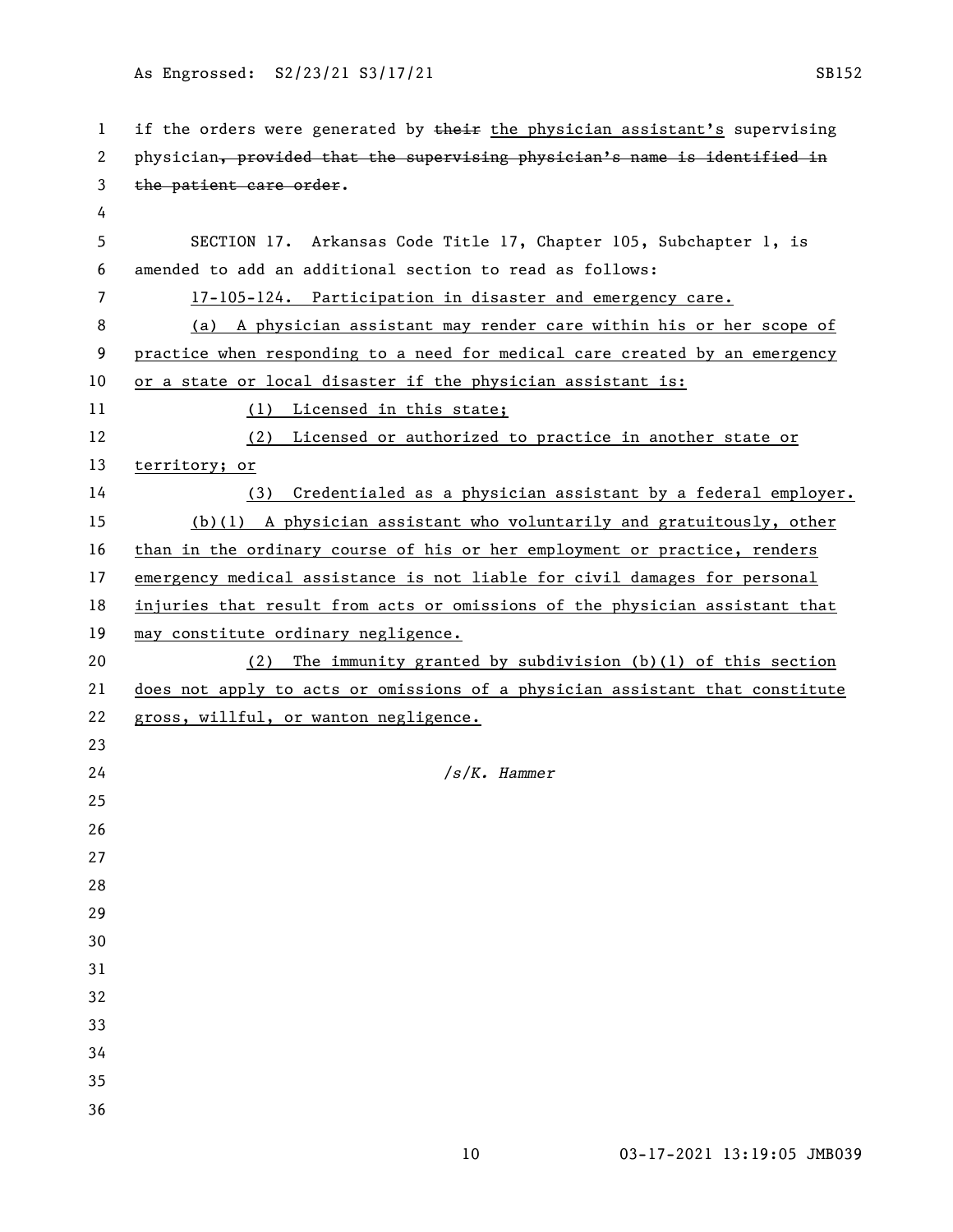if the orders were generated by ~~their~~ the physician assistant's supervising physician~~, provided that the supervising physician's name is identified in the patient care order~~.

SECTION 17. Arkansas Code Title 17, Chapter 105, Subchapter 1, is amended to add an additional section to read as follows:

17-105-124. Participation in disaster and emergency care.

(a) A physician assistant may render care within his or her scope of practice when responding to a need for medical care created by an emergency or a state or local disaster if the physician assistant is:

(1) Licensed in this state;

(2) Licensed or authorized to practice in another state or territory; or

(3) Credentialed as a physician assistant by a federal employer.

(b)(1) A physician assistant who voluntarily and gratuitously, other than in the ordinary course of his or her employment or practice, renders emergency medical assistance is not liable for civil damages for personal injuries that result from acts or omissions of the physician assistant that may constitute ordinary negligence.

(2) The immunity granted by subdivision (b)(1) of this section does not apply to acts or omissions of a physician assistant that constitute gross, willful, or wanton negligence.

*/s/K. Hammer*